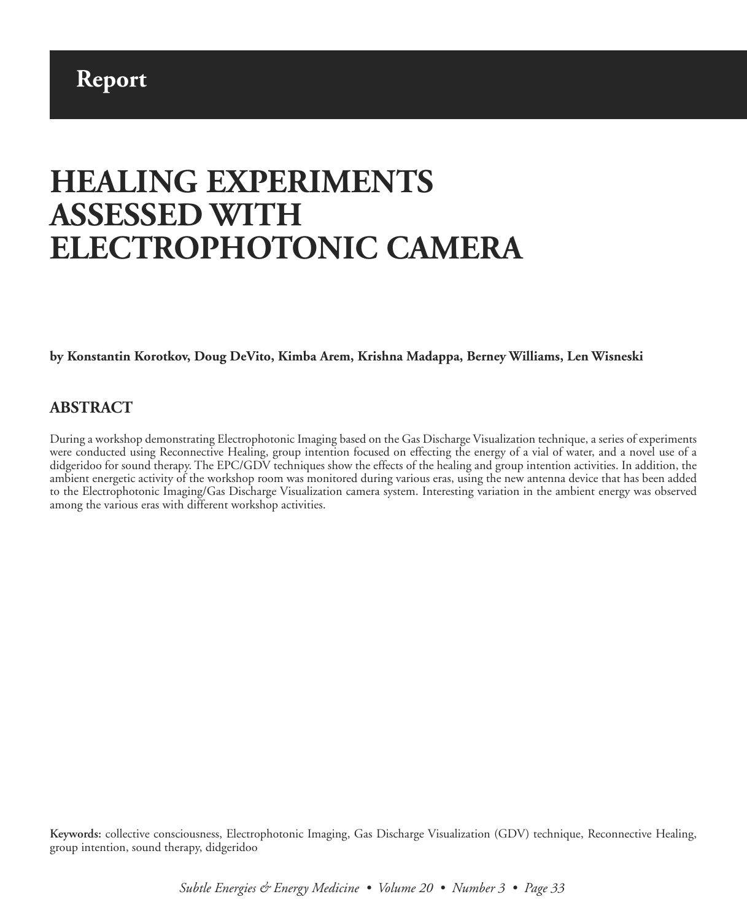**Report**

# HEALING EXPERIMENTS ASSESSED WITH ELECTROPHOTONIC CAMERA

**by Konstantin Korotkov, Doug DeVito, Kimba Arem, Krishna Madappa, Berney Williams, Len Wisneski**

## ABSTRACT

During a workshop demonstrating Electrophotonic Imaging based on the Gas Discharge Visualization technique, a series of experiments were conducted using Reconnective Healing, group intention focused on effecting the energy of a vial of water, and a novel use of a didgeridoo for sound therapy. The EPC/GDV techniques show the effects of the healing and group intention activities. In addition, the ambient energetic activity of the workshop room was monitored during various eras, using the new antenna device that has been added to the Electrophotonic Imaging/Gas Discharge Visualization camera system. Interesting variation in the ambient energy was observed among the various eras with different workshop activities.

**Keywords:** collective consciousness, Electrophotonic Imaging, Gas Discharge Visualization (GDV) technique, Reconnective Healing, group intention, sound therapy, didgeridoo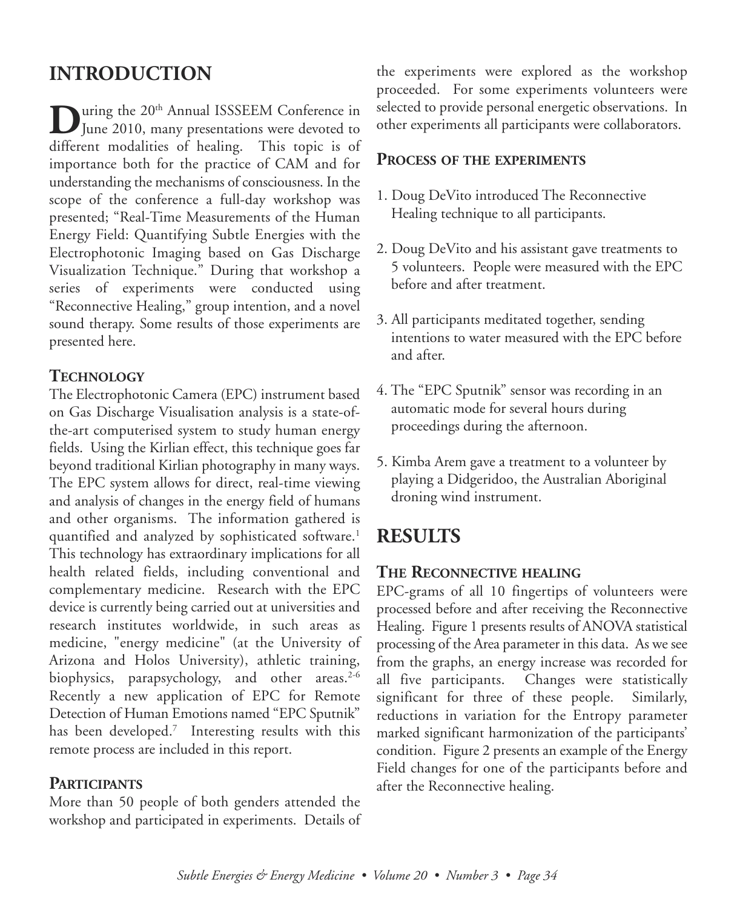# INTRODUCTION

During the 20th Annual ISSSEEM Conference in June 2010, many presentations were devoted to different modalities of healing. This topic is of importance both for the practice of CAM and for understanding the mechanisms of consciousness. In the scope of the conference a full-day workshop was presented; "Real-Time Measurements of the Human Energy Field: Quantifying Subtle Energies with the Electrophotonic Imaging based on Gas Discharge Visualization Technique." During that workshop a series of experiments were conducted using "Reconnective Healing," group intention, and a novel sound therapy. Some results of those experiments are presented here.

## Technology

The Electrophotonic Camera (EPC) instrument based on Gas Discharge Visualisation analysis is a state-of-the-art computerised system to study human energy fields. Using the Kirlian effect, this technique goes far beyond traditional Kirlian photography in many ways. The EPC system allows for direct, real-time viewing and analysis of changes in the energy field of humans and other organisms. The information gathered is quantified and analyzed by sophisticated software.[1] This technology has extraordinary implications for all health related fields, including conventional and complementary medicine. Research with the EPC device is currently being carried out at universities and research institutes worldwide, in such areas as medicine, "energy medicine" (at the University of Arizona and Holos University), athletic training, biophysics, parapsychology, and other areas.[2-6] Recently a new application of EPC for Remote Detection of Human Emotions named "EPC Sputnik" has been developed.[7] Interesting results with this remote process are included in this report.

## Participants

More than 50 people of both genders attended the workshop and participated in experiments. Details of the experiments were explored as the workshop proceeded. For some experiments volunteers were selected to provide personal energetic observations. In other experiments all participants were collaborators.

## Process of the experiments

1. Doug DeVito introduced The Reconnective Healing technique to all participants.
2. Doug DeVito and his assistant gave treatments to 5 volunteers. People were measured with the EPC before and after treatment.
3. All participants meditated together, sending intentions to water measured with the EPC before and after.
4. The "EPC Sputnik" sensor was recording in an automatic mode for several hours during proceedings during the afternoon.
5. Kimba Arem gave a treatment to a volunteer by playing a Didgeridoo, the Australian Aboriginal droning wind instrument.

# RESULTS

## The Reconnective healing

EPC-grams of all 10 fingertips of volunteers were processed before and after receiving the Reconnective Healing. Figure 1 presents results of ANOVA statistical processing of the Area parameter in this data. As we see from the graphs, an energy increase was recorded for all five participants. Changes were statistically significant for three of these people. Similarly, reductions in variation for the Entropy parameter marked significant harmonization of the participants' condition. Figure 2 presents an example of the Energy Field changes for one of the participants before and after the Reconnective healing.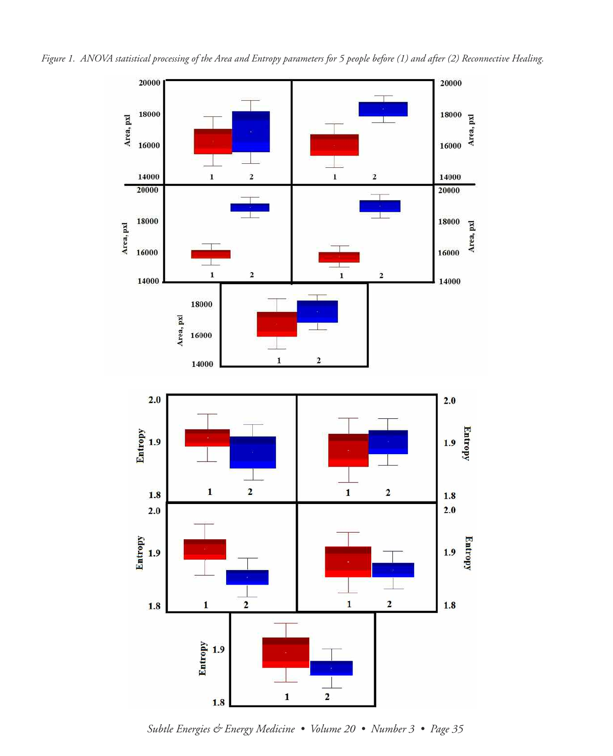*Figure 1. ANOVA statistical processing of the Area and Entropy parameters for 5 people before (1) and after (2) Reconnective Healing.*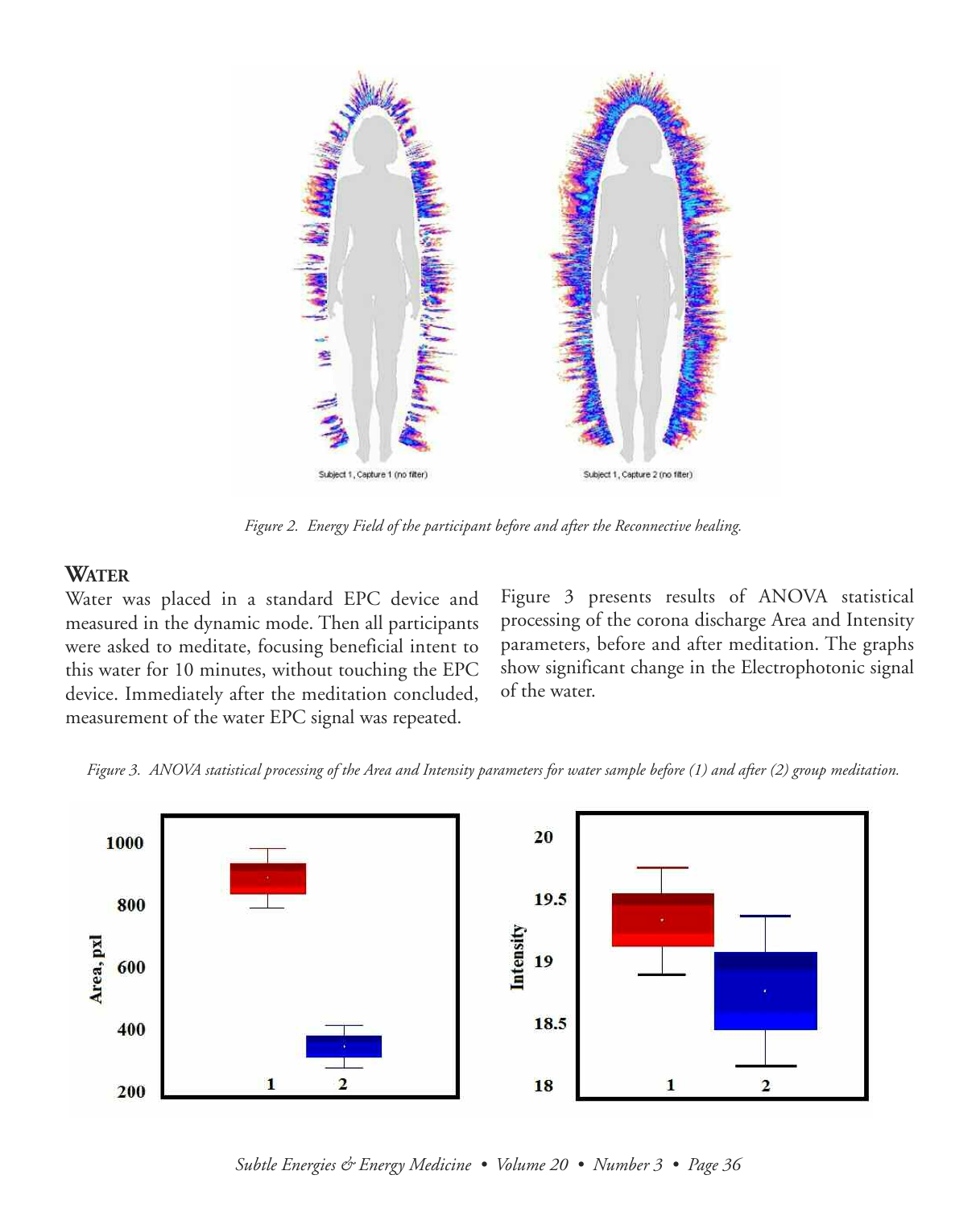Figure 2. Energy Field of the participant before and after the Reconnective healing.

## WATER

Water was placed in a standard EPC device and measured in the dynamic mode. Then all participants were asked to meditate, focusing beneficial intent to this water for 10 minutes, without touching the EPC device. Immediately after the meditation concluded, measurement of the water EPC signal was repeated.

Figure 3 presents results of ANOVA statistical processing of the corona discharge Area and Intensity parameters, before and after meditation. The graphs show significant change in the Electrophotonic signal of the water.

*Figure 3. ANOVA statistical processing of the Area and Intensity parameters for water sample before (1) and after (2) group meditation.*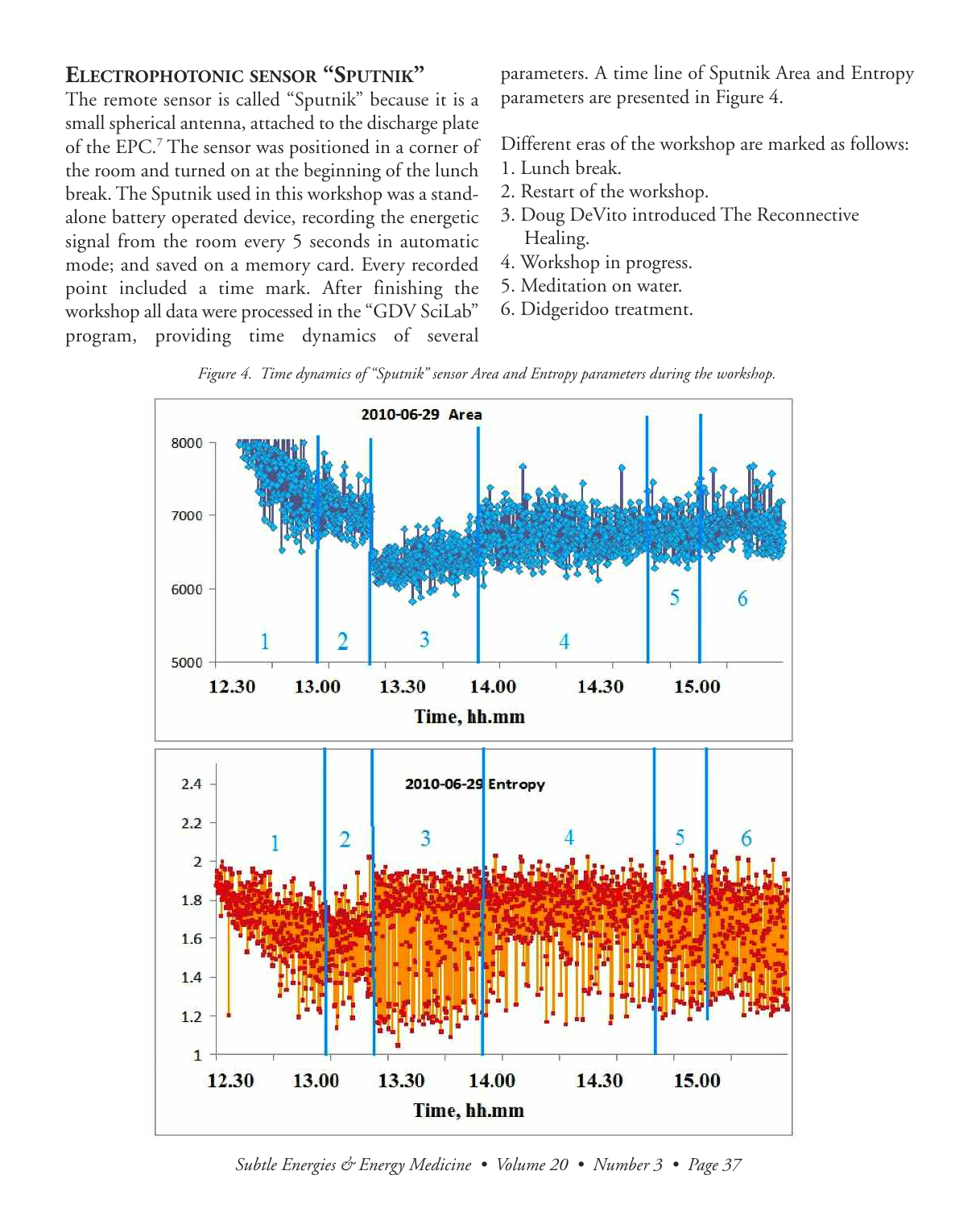## Electrophotonic sensor "Sputnik"

The remote sensor is called "Sputnik" because it is a small spherical antenna, attached to the discharge plate of the EPC.[7] The sensor was positioned in a corner of the room and turned on at the beginning of the lunch break. The Sputnik used in this workshop was a stand-alone battery operated device, recording the energetic signal from the room every 5 seconds in automatic mode; and saved on a memory card. Every recorded point included a time mark. After finishing the workshop all data were processed in the "GDV SciLab" program, providing time dynamics of several parameters. A time line of Sputnik Area and Entropy parameters are presented in Figure 4.

Different eras of the workshop are marked as follows:

1. Lunch break.
2. Restart of the workshop.
3. Doug DeVito introduced The Reconnective Healing.
4. Workshop in progress.
5. Meditation on water.
6. Didgeridoo treatment.

*Figure 4. Time dynamics of "Sputnik" sensor Area and Entropy parameters during the workshop.*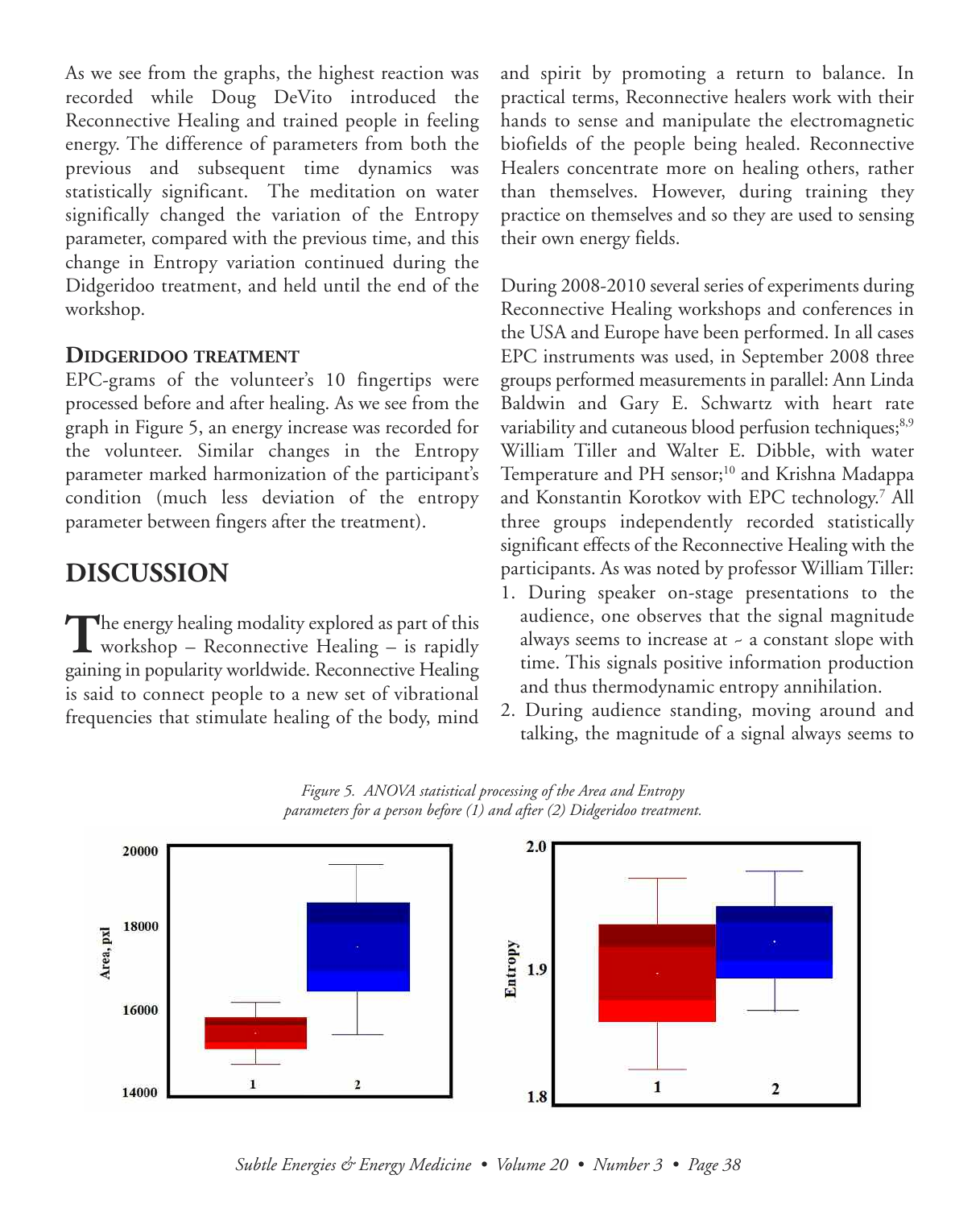As we see from the graphs, the highest reaction was recorded while Doug DeVito introduced the Reconnective Healing and trained people in feeling energy. The difference of parameters from both the previous and subsequent time dynamics was statistically significant. The meditation on water significally changed the variation of the Entropy parameter, compared with the previous time, and this change in Entropy variation continued during the Didgeridoo treatment, and held until the end of the workshop.

### Didgeridoo treatment

EPC-grams of the volunteer's 10 fingertips were processed before and after healing. As we see from the graph in Figure 5, an energy increase was recorded for the volunteer. Similar changes in the Entropy parameter marked harmonization of the participant's condition (much less deviation of the entropy parameter between fingers after the treatment).

## DISCUSSION

The energy healing modality explored as part of this workshop – Reconnective Healing – is rapidly gaining in popularity worldwide. Reconnective Healing is said to connect people to a new set of vibrational frequencies that stimulate healing of the body, mind and spirit by promoting a return to balance. In practical terms, Reconnective healers work with their hands to sense and manipulate the electromagnetic biofields of the people being healed. Reconnective Healers concentrate more on healing others, rather than themselves. However, during training they practice on themselves and so they are used to sensing their own energy fields.

During 2008-2010 several series of experiments during Reconnective Healing workshops and conferences in the USA and Europe have been performed. In all cases EPC instruments was used, in September 2008 three groups performed measurements in parallel: Ann Linda Baldwin and Gary E. Schwartz with heart rate variability and cutaneous blood perfusion techniques;[8,9] William Tiller and Walter E. Dibble, with water Temperature and PH sensor;[10] and Krishna Madappa and Konstantin Korotkov with EPC technology.[7] All three groups independently recorded statistically significant effects of the Reconnective Healing with the participants. As was noted by professor William Tiller:

1. During speaker on-stage presentations to the audience, one observes that the signal magnitude always seems to increase at ~ a constant slope with time. This signals positive information production and thus thermodynamic entropy annihilation.
2. During audience standing, moving around and talking, the magnitude of a signal always seems to

*Figure 5. ANOVA statistical processing of the Area and Entropy parameters for a person before (1) and after (2) Didgeridoo treatment.*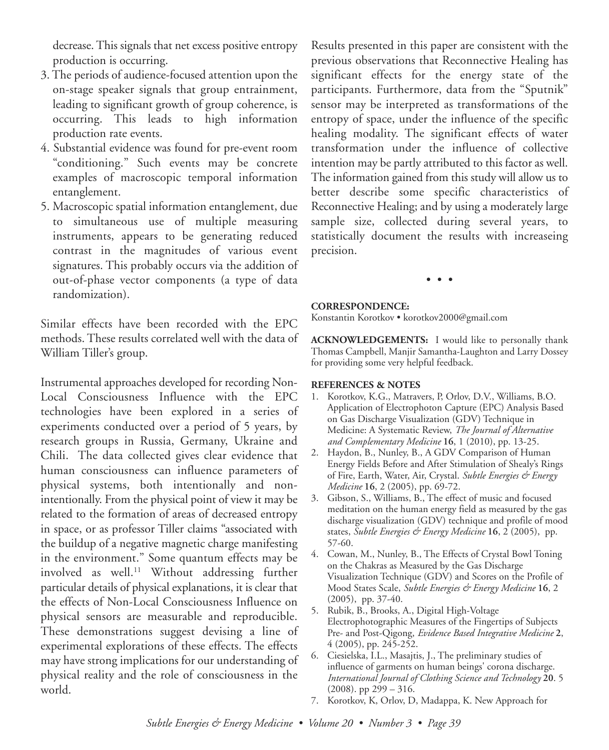decrease. This signals that net excess positive entropy production is occurring.

3. The periods of audience-focused attention upon the on-stage speaker signals that group entrainment, leading to significant growth of group coherence, is occurring. This leads to high information production rate events.
4. Substantial evidence was found for pre-event room "conditioning." Such events may be concrete examples of macroscopic temporal information entanglement.
5. Macroscopic spatial information entanglement, due to simultaneous use of multiple measuring instruments, appears to be generating reduced contrast in the magnitudes of various event signatures. This probably occurs via the addition of out-of-phase vector components (a type of data randomization).

Similar effects have been recorded with the EPC methods. These results correlated well with the data of William Tiller's group.

Instrumental approaches developed for recording Non-Local Consciousness Influence with the EPC technologies have been explored in a series of experiments conducted over a period of 5 years, by research groups in Russia, Germany, Ukraine and Chili. The data collected gives clear evidence that human consciousness can influence parameters of physical systems, both intentionally and non-intentionally. From the physical point of view it may be related to the formation of areas of decreased entropy in space, or as professor Tiller claims "associated with the buildup of a negative magnetic charge manifesting in the environment." Some quantum effects may be involved as well.[11] Without addressing further particular details of physical explanations, it is clear that the effects of Non-Local Consciousness Influence on physical sensors are measurable and reproducible. These demonstrations suggest devising a line of experimental explorations of these effects. The effects may have strong implications for our understanding of physical reality and the role of consciousness in the world.

Results presented in this paper are consistent with the previous observations that Reconnective Healing has significant effects for the energy state of the participants. Furthermore, data from the "Sputnik" sensor may be interpreted as transformations of the entropy of space, under the influence of the specific healing modality. The significant effects of water transformation under the influence of collective intention may be partly attributed to this factor as well. The information gained from this study will allow us to better describe some specific characteristics of Reconnective Healing; and by using a moderately large sample size, collected during several years, to statistically document the results with increaseing precision.

• • •

**CORRESPONDENCE:**
Konstantin Korotkov • korotkov2000@gmail.com

**ACKNOWLEDGEMENTS:** I would like to personally thank Thomas Campbell, Manjir Samantha-Laughton and Larry Dossey for providing some very helpful feedback.

**REFERENCES & NOTES**

1. Korotkov, K.G., Matravers, P, Orlov, D.V., Williams, B.O. Application of Electrophoton Capture (EPC) Analysis Based on Gas Discharge Visualization (GDV) Technique in Medicine: A Systematic Review, *The Journal of Alternative and Complementary Medicine* **16**, 1 (2010), pp. 13-25.
2. Haydon, B., Nunley, B., A GDV Comparison of Human Energy Fields Before and After Stimulation of Shealy's Rings of Fire, Earth, Water, Air, Crystal. *Subtle Energies & Energy Medicine* **16**, 2 (2005), pp. 69-72.
3. Gibson, S., Williams, B., The effect of music and focused meditation on the human energy field as measured by the gas discharge visualization (GDV) technique and profile of mood states, *Subtle Energies & Energy Medicine* **16**, 2 (2005), pp. 57-60.
4. Cowan, M., Nunley, B., The Effects of Crystal Bowl Toning on the Chakras as Measured by the Gas Discharge Visualization Technique (GDV) and Scores on the Profile of Mood States Scale, *Subtle Energies & Energy Medicine* **16**, 2 (2005), pp. 37-40.
5. Rubik, B., Brooks, A., Digital High-Voltage Electrophotographic Measures of the Fingertips of Subjects Pre- and Post-Qigong, *Evidence Based Integrative Medicine* **2**, 4 (2005), pp. 245-252.
6. Ciesielska, I.L., Masajtis, J., The preliminary studies of influence of garments on human beings' corona discharge. *International Journal of Clothing Science and Technology* **20**. 5 (2008). pp 299 – 316.
7. Korotkov, K, Orlov, D, Madappa, K. New Approach for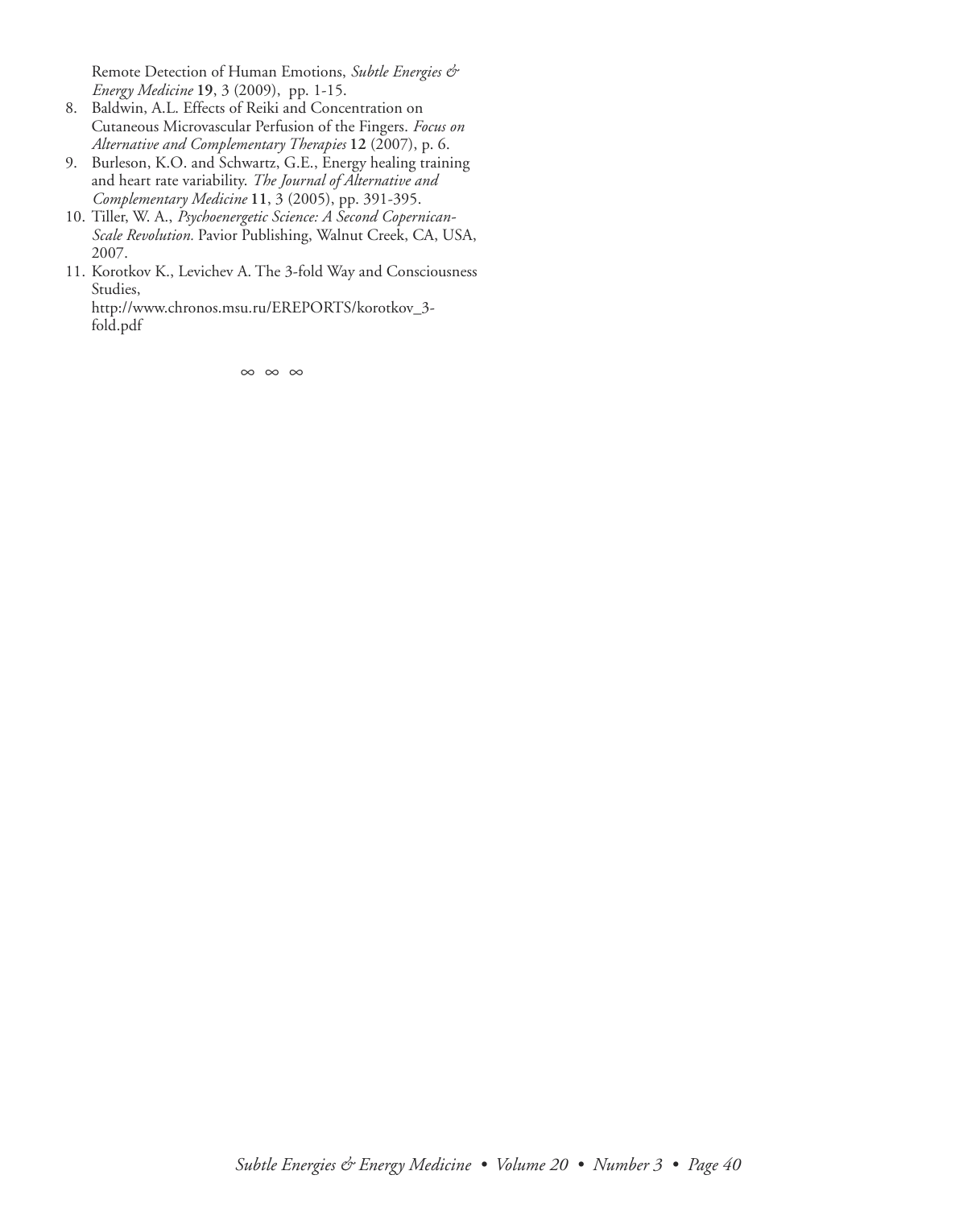Remote Detection of Human Emotions, *Subtle Energies & Energy Medicine* **19**, 3 (2009), pp. 1-15.

8. Baldwin, A.L. Effects of Reiki and Concentration on Cutaneous Microvascular Perfusion of the Fingers. *Focus on Alternative and Complementary Therapies* **12** (2007), p. 6.
9. Burleson, K.O. and Schwartz, G.E., Energy healing training and heart rate variability. *The Journal of Alternative and Complementary Medicine* **11**, 3 (2005), pp. 391-395.
10. Tiller, W. A., *Psychoenergetic Science: A Second Copernican-Scale Revolution.* Pavior Publishing, Walnut Creek, CA, USA, 2007.
11. Korotkov K., Levichev A. The 3-fold Way and Consciousness Studies, http://www.chronos.msu.ru/EREPORTS/korotkov_3-fold.pdf

∞ ∞ ∞